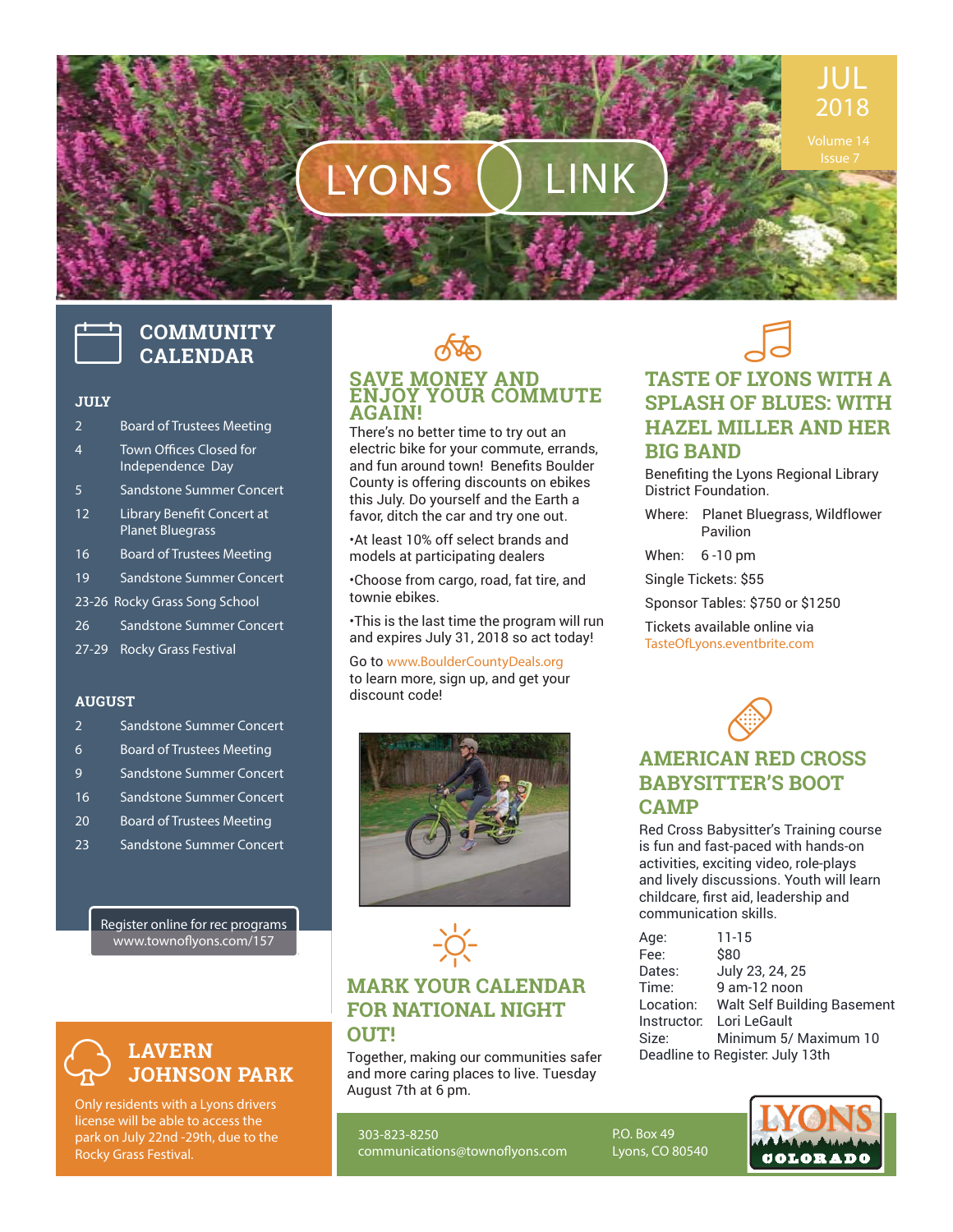# LYONS LINK

JUL 2018

Volume 14 Issue 7

## COMMUNITY CALENDAR

### JULY

| Date | Event |
|---|---|
| 2 | Board of Trustees Meeting |
| 4 | Town Offices Closed for Independence Day |
| 5 | Sandstone Summer Concert |
| 12 | Library Benefit Concert at Planet Bluegrass |
| 16 | Board of Trustees Meeting |
| 19 | Sandstone Summer Concert |
| 23-26 | Rocky Grass Song School |
| 26 | Sandstone Summer Concert |
| 27-29 | Rocky Grass Festival |

### AUGUST

| Date | Event |
|---|---|
| 2 | Sandstone Summer Concert |
| 6 | Board of Trustees Meeting |
| 9 | Sandstone Summer Concert |
| 16 | Sandstone Summer Concert |
| 20 | Board of Trustees Meeting |
| 23 | Sandstone Summer Concert |

Register online for rec programs
www.townoflyons.com/157

## LAVERN JOHNSON PARK

Only residents with a Lyons drivers license will be able to access the park on July 22nd -29th, due to the Rocky Grass Festival.

## SAVE MONEY AND ENJOY YOUR COMMUTE AGAIN!

There's no better time to try out an electric bike for your commute, errands, and fun around town! Benefits Boulder County is offering discounts on ebikes this July. Do yourself and the Earth a favor, ditch the car and try one out.

- At least 10% off select brands and models at participating dealers
- Choose from cargo, road, fat tire, and townie ebikes.
- This is the last time the program will run and expires July 31, 2018 so act today!

Go to www.BoulderCountyDeals.org to learn more, sign up, and get your discount code!

## MARK YOUR CALENDAR FOR NATIONAL NIGHT OUT!

Together, making our communities safer and more caring places to live. Tuesday August 7th at 6 pm.

## TASTE OF LYONS WITH A SPLASH OF BLUES: WITH HAZEL MILLER AND HER BIG BAND

Benefiting the Lyons Regional Library District Foundation.

Where: Planet Bluegrass, Wildflower Pavilion

When: 6 -10 pm

Single Tickets: $55

Sponsor Tables: $750 or $1250

Tickets available online via TasteOfLyons.eventbrite.com

## AMERICAN RED CROSS BABYSITTER'S BOOT CAMP

Red Cross Babysitter's Training course is fun and fast-paced with hands-on activities, exciting video, role-plays and lively discussions. Youth will learn childcare, first aid, leadership and communication skills.

| | |
|---|---|
| Age: | 11-15 |
| Fee: | $80 |
| Dates: | July 23, 24, 25 |
| Time: | 9 am-12 noon |
| Location: | Walt Self Building Basement |
| Instructor: | Lori LeGault |
| Size: | Minimum 5/ Maximum 10 |

Deadline to Register: July 13th

303-823-8250
communications@townoflyons.com

P.O. Box 49
Lyons, CO 80540

LYONS COLORADO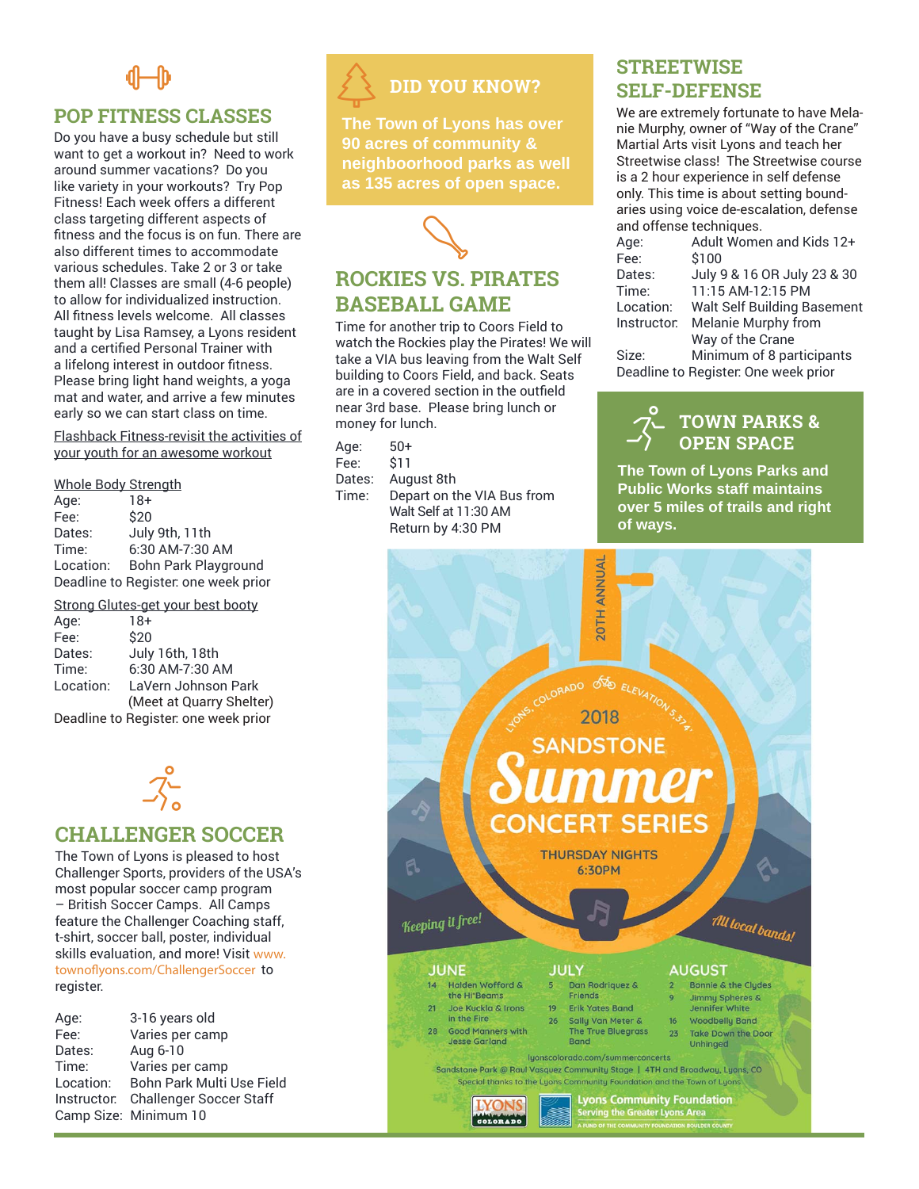## POP FITNESS CLASSES

Do you have a busy schedule but still want to get a workout in? Need to work around summer vacations? Do you like variety in your workouts? Try Pop Fitness! Each week offers a different class targeting different aspects of fitness and the focus is on fun. There are also different times to accommodate various schedules. Take 2 or 3 or take them all! Classes are small (4-6 people) to allow for individualized instruction. All fitness levels welcome. All classes taught by Lisa Ramsey, a Lyons resident and a certified Personal Trainer with a lifelong interest in outdoor fitness. Please bring light hand weights, a yoga mat and water, and arrive a few minutes early so we can start class on time.

Flashback Fitness-revisit the activities of your youth for an awesome workout

Whole Body Strength

Age: 18+
Fee: $20
Dates: July 9th, 11th
Time: 6:30 AM-7:30 AM
Location: Bohn Park Playground
Deadline to Register: one week prior

Strong Glutes-get your best booty

Age: 18+
Fee: $20
Dates: July 16th, 18th
Time: 6:30 AM-7:30 AM
Location: LaVern Johnson Park (Meet at Quarry Shelter)
Deadline to Register: one week prior

## CHALLENGER SOCCER

The Town of Lyons is pleased to host Challenger Sports, providers of the USA's most popular soccer camp program – British Soccer Camps. All Camps feature the Challenger Coaching staff, t-shirt, soccer ball, poster, individual skills evaluation, and more! Visit www.townoflyons.com/ChallengerSoccer to register.

Age: 3-16 years old
Fee: Varies per camp
Dates: Aug 6-10
Time: Varies per camp
Location: Bohn Park Multi Use Field
Instructor: Challenger Soccer Staff
Camp Size: Minimum 10

## DID YOU KNOW?

**The Town of Lyons has over 90 acres of community & neighboorhood parks as well as 135 acres of open space.**

## ROCKIES VS. PIRATES BASEBALL GAME

Time for another trip to Coors Field to watch the Rockies play the Pirates! We will take a VIA bus leaving from the Walt Self building to Coors Field, and back. Seats are in a covered section in the outfield near 3rd base. Please bring lunch or money for lunch.

Age: 50+
Fee: $11
Dates: August 8th
Time: Depart on the VIA Bus from Walt Self at 11:30 AM
Return by 4:30 PM

## STREETWISE SELF-DEFENSE

We are extremely fortunate to have Melanie Murphy, owner of "Way of the Crane" Martial Arts visit Lyons and teach her Streetwise class! The Streetwise course is a 2 hour experience in self defense only. This time is about setting boundaries using voice de-escalation, defense and offense techniques.

Age: Adult Women and Kids 12+
Fee: $100
Dates: July 9 & 16 OR July 23 & 30
Time: 11:15 AM-12:15 PM
Location: Walt Self Building Basement
Instructor: Melanie Murphy from Way of the Crane
Size: Minimum of 8 participants
Deadline to Register: One week prior

## TOWN PARKS & OPEN SPACE

**The Town of Lyons Parks and Public Works staff maintains over 5 miles of trails and right of ways.**

20TH ANNUAL

LYONS, COLORADO ELEVATION 5,374'

2018 SANDSTONE *Summer* CONCERT SERIES

THURSDAY NIGHTS 6:30PM

*Keeping it free!* *All local bands!*

**JUNE**
- 14 Holden Wofford & the Hi*Beams
- 21 Joe Kuckla & Irons in the Fire
- 28 Good Manners with Jesse Garland

**JULY**
- 5 Dan Rodriquez & Friends
- 19 Erik Yates Band
- 26 Sally Van Meter & The True Bluegrass Band

**AUGUST**
- 2 Bonnie & the Clydes
- 9 Jimmy Spheres & Jennifer White
- 16 Woodbelly Band
- 23 Take Down the Door Unhinged

lyonscolorado.com/summerconcerts

Sandstone Park @ Raul Vasquez Community Stage | 4TH and Broadway, Lyons, CO

Special thanks to the Lyons Community Foundation and the Town of Lyons

Lyons Community Foundation — Serving the Greater Lyons Area — A fund of the Community Foundation Boulder County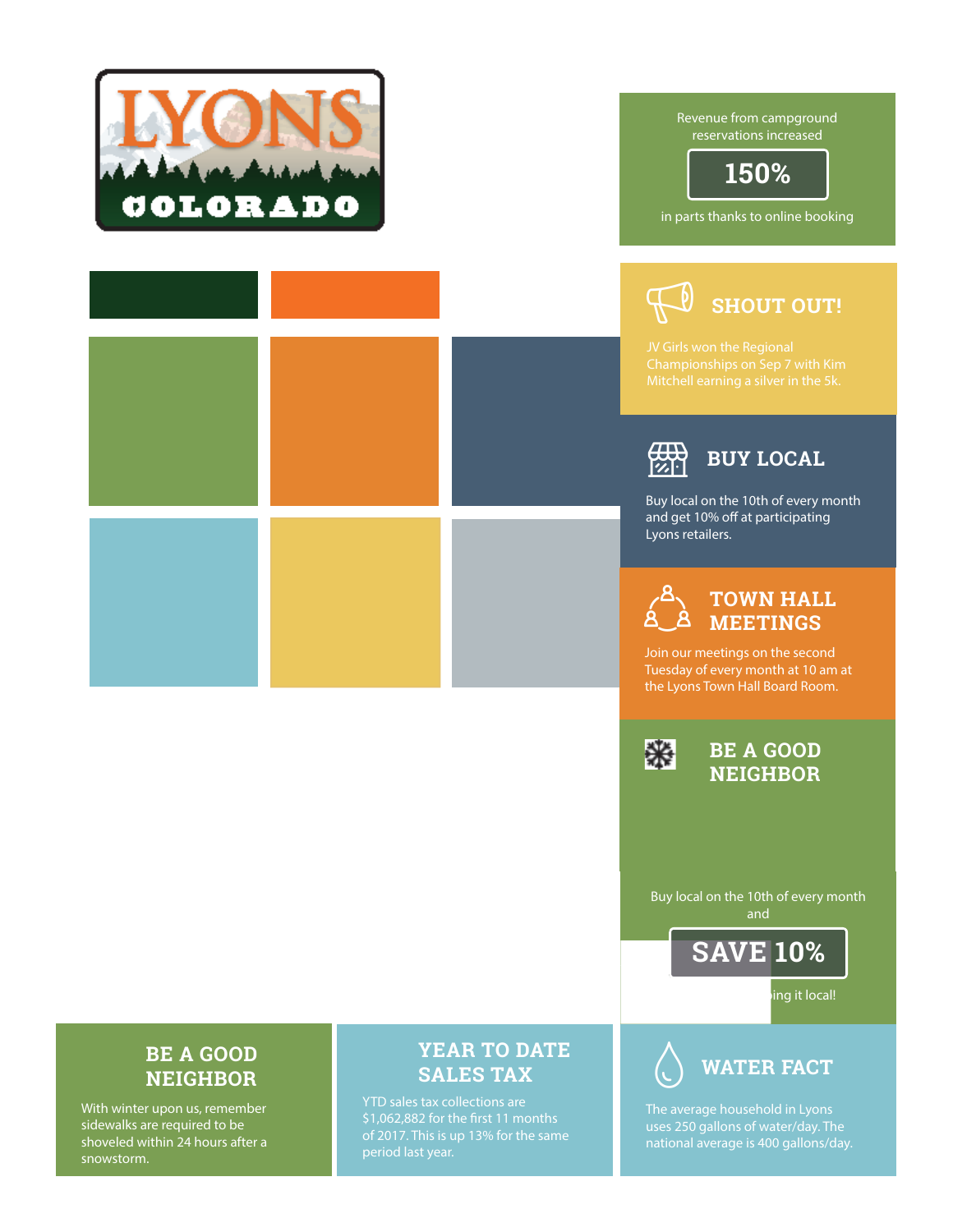LYONS
COLORADO

Revenue from campground reservations increased

**150%**

in parts thanks to online booking

## SHOUT OUT!

JV Girls won the Regional Championships on Sep 7 with Kim Mitchell earning a silver in the 5k.

## BUY LOCAL

Buy local on the 10th of every month and get 10% off at participating Lyons retailers.

## TOWN HALL MEETINGS

Join our meetings on the second Tuesday of every month at 10 am at the Lyons Town Hall Board Room.

## BE A GOOD NEIGHBOR

Buy local on the 10th of every month and

**SAVE 10%**

ing it local!

## BE A GOOD NEIGHBOR

With winter upon us, remember sidewalks are required to be shoveled within 24 hours after a snowstorm.

## YEAR TO DATE SALES TAX

YTD sales tax collections are $1,062,882 for the first 11 months of 2017. This is up 13% for the same period last year.

## WATER FACT

The average household in Lyons uses 250 gallons of water/day. The national average is 400 gallons/day.